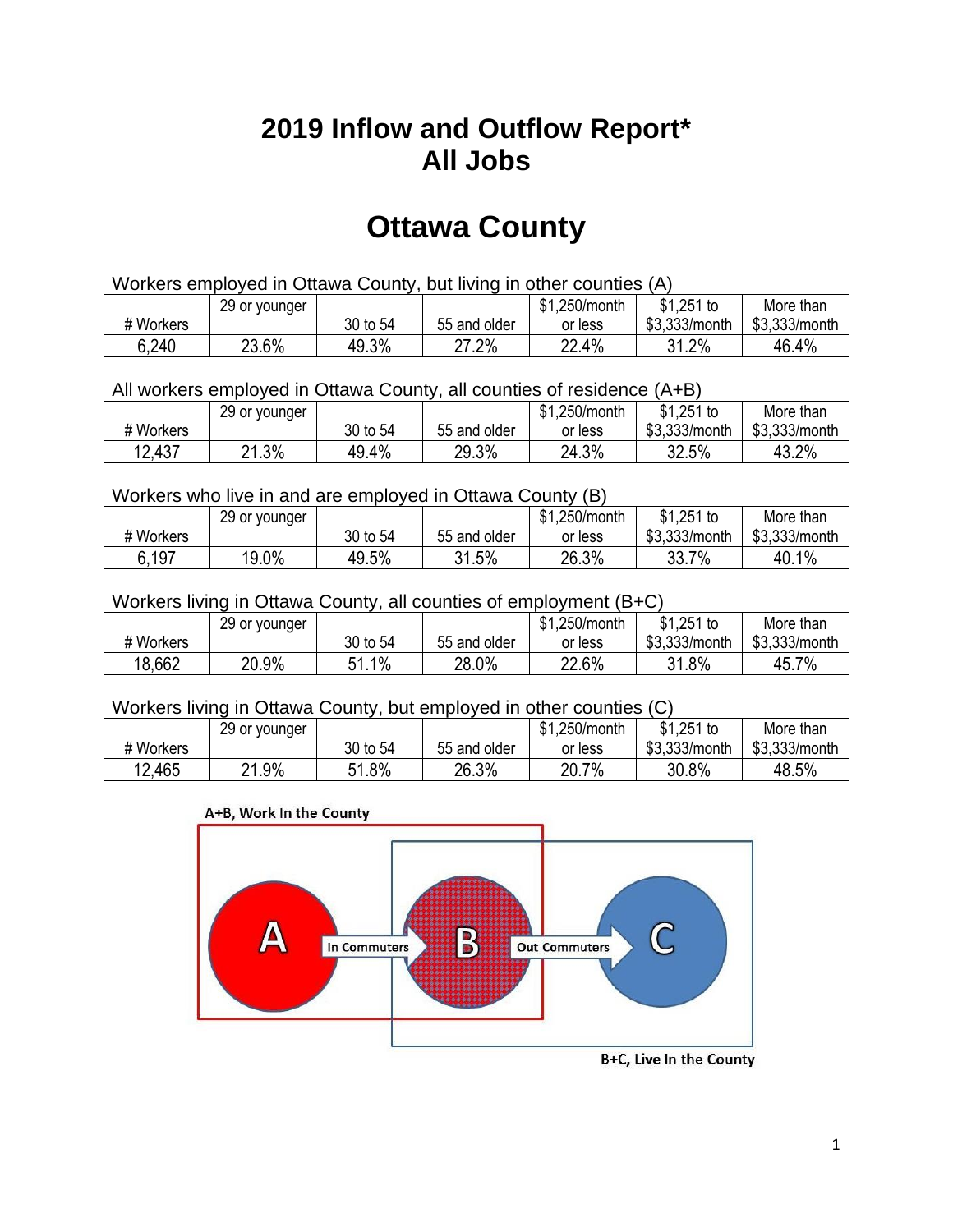# 2019 Inflow and Outflow Report*
# All Jobs

## Ottawa County

Workers employed in Ottawa County, but living in other counties (A)

| # Workers | 29 or younger | 30 to 54 | 55 and older | $1,250/month or less | $1,251 to $3,333/month | More than $3,333/month |
|---|---|---|---|---|---|---|
| 6,240 | 23.6% | 49.3% | 27.2% | 22.4% | 31.2% | 46.4% |

All workers employed in Ottawa County, all counties of residence (A+B)

| # Workers | 29 or younger | 30 to 54 | 55 and older | $1,250/month or less | $1,251 to $3,333/month | More than $3,333/month |
|---|---|---|---|---|---|---|
| 12,437 | 21.3% | 49.4% | 29.3% | 24.3% | 32.5% | 43.2% |

Workers who live in and are employed in Ottawa County (B)

| # Workers | 29 or younger | 30 to 54 | 55 and older | $1,250/month or less | $1,251 to $3,333/month | More than $3,333/month |
|---|---|---|---|---|---|---|
| 6,197 | 19.0% | 49.5% | 31.5% | 26.3% | 33.7% | 40.1% |

Workers living in Ottawa County, all counties of employment (B+C)

| # Workers | 29 or younger | 30 to 54 | 55 and older | $1,250/month or less | $1,251 to $3,333/month | More than $3,333/month |
|---|---|---|---|---|---|---|
| 18,662 | 20.9% | 51.1% | 28.0% | 22.6% | 31.8% | 45.7% |

Workers living in Ottawa County, but employed in other counties (C)

| # Workers | 29 or younger | 30 to 54 | 55 and older | $1,250/month or less | $1,251 to $3,333/month | More than $3,333/month |
|---|---|---|---|---|---|---|
| 12,465 | 21.9% | 51.8% | 26.3% | 20.7% | 30.8% | 48.5% |

A+B, Work In the County

A → In Commuters → B → Out Commuters → C

B+C, Live In the County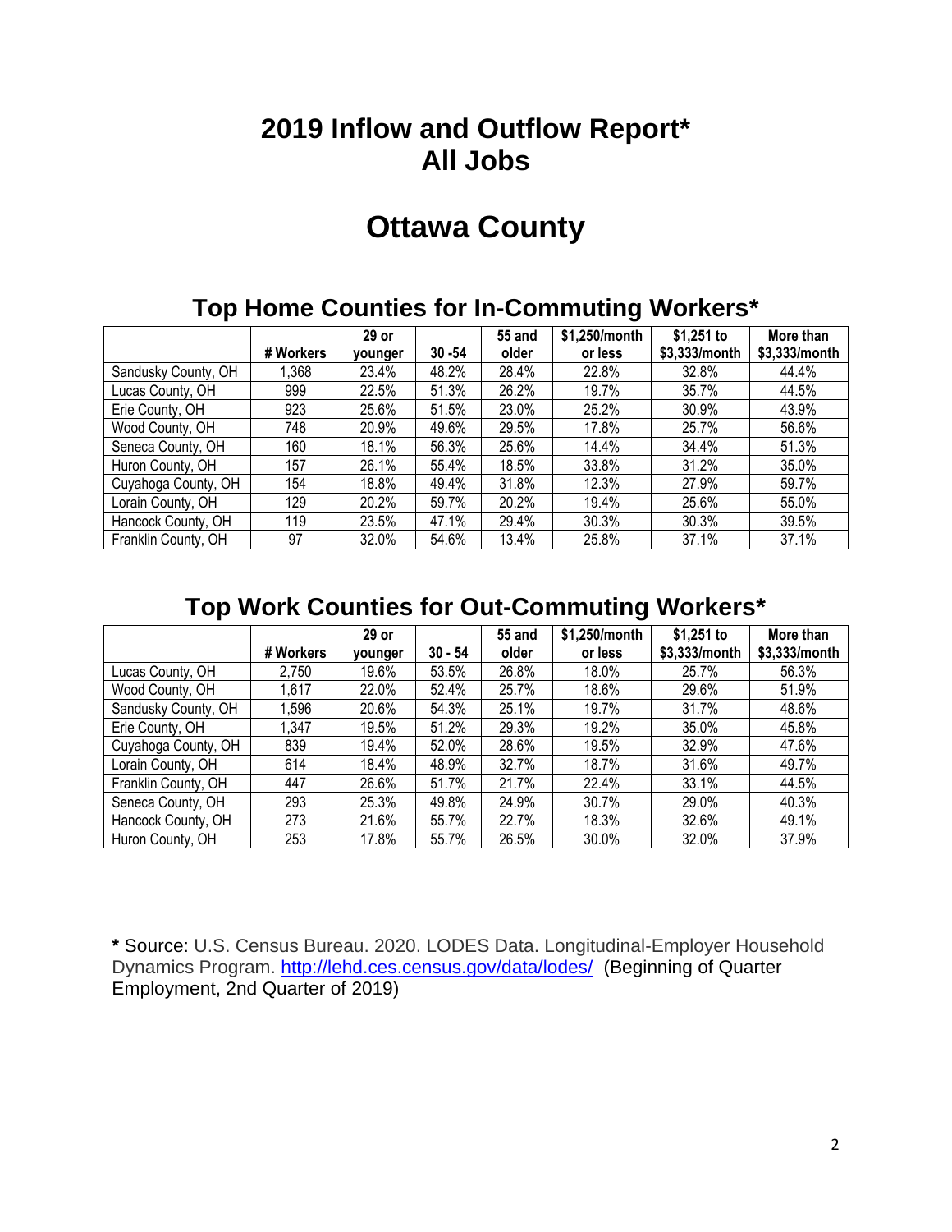# 2019 Inflow and Outflow Report*
# All Jobs

# Ottawa County

## Top Home Counties for In-Commuting Workers*

| | # Workers | 29 or younger | 30 -54 | 55 and older | $1,250/month or less | $1,251 to $3,333/month | More than $3,333/month |
|---|---|---|---|---|---|---|---|
| Sandusky County, OH | 1,368 | 23.4% | 48.2% | 28.4% | 22.8% | 32.8% | 44.4% |
| Lucas County, OH | 999 | 22.5% | 51.3% | 26.2% | 19.7% | 35.7% | 44.5% |
| Erie County, OH | 923 | 25.6% | 51.5% | 23.0% | 25.2% | 30.9% | 43.9% |
| Wood County, OH | 748 | 20.9% | 49.6% | 29.5% | 17.8% | 25.7% | 56.6% |
| Seneca County, OH | 160 | 18.1% | 56.3% | 25.6% | 14.4% | 34.4% | 51.3% |
| Huron County, OH | 157 | 26.1% | 55.4% | 18.5% | 33.8% | 31.2% | 35.0% |
| Cuyahoga County, OH | 154 | 18.8% | 49.4% | 31.8% | 12.3% | 27.9% | 59.7% |
| Lorain County, OH | 129 | 20.2% | 59.7% | 20.2% | 19.4% | 25.6% | 55.0% |
| Hancock County, OH | 119 | 23.5% | 47.1% | 29.4% | 30.3% | 30.3% | 39.5% |
| Franklin County, OH | 97 | 32.0% | 54.6% | 13.4% | 25.8% | 37.1% | 37.1% |

## Top Work Counties for Out-Commuting Workers*

| | # Workers | 29 or younger | 30 - 54 | 55 and older | $1,250/month or less | $1,251 to $3,333/month | More than $3,333/month |
|---|---|---|---|---|---|---|---|
| Lucas County, OH | 2,750 | 19.6% | 53.5% | 26.8% | 18.0% | 25.7% | 56.3% |
| Wood County, OH | 1,617 | 22.0% | 52.4% | 25.7% | 18.6% | 29.6% | 51.9% |
| Sandusky County, OH | 1,596 | 20.6% | 54.3% | 25.1% | 19.7% | 31.7% | 48.6% |
| Erie County, OH | 1,347 | 19.5% | 51.2% | 29.3% | 19.2% | 35.0% | 45.8% |
| Cuyahoga County, OH | 839 | 19.4% | 52.0% | 28.6% | 19.5% | 32.9% | 47.6% |
| Lorain County, OH | 614 | 18.4% | 48.9% | 32.7% | 18.7% | 31.6% | 49.7% |
| Franklin County, OH | 447 | 26.6% | 51.7% | 21.7% | 22.4% | 33.1% | 44.5% |
| Seneca County, OH | 293 | 25.3% | 49.8% | 24.9% | 30.7% | 29.0% | 40.3% |
| Hancock County, OH | 273 | 21.6% | 55.7% | 22.7% | 18.3% | 32.6% | 49.1% |
| Huron County, OH | 253 | 17.8% | 55.7% | 26.5% | 30.0% | 32.0% | 37.9% |

**\*** Source: U.S. Census Bureau. 2020. LODES Data. Longitudinal-Employer Household Dynamics Program. http://lehd.ces.census.gov/data/lodes/ (Beginning of Quarter Employment, 2nd Quarter of 2019)